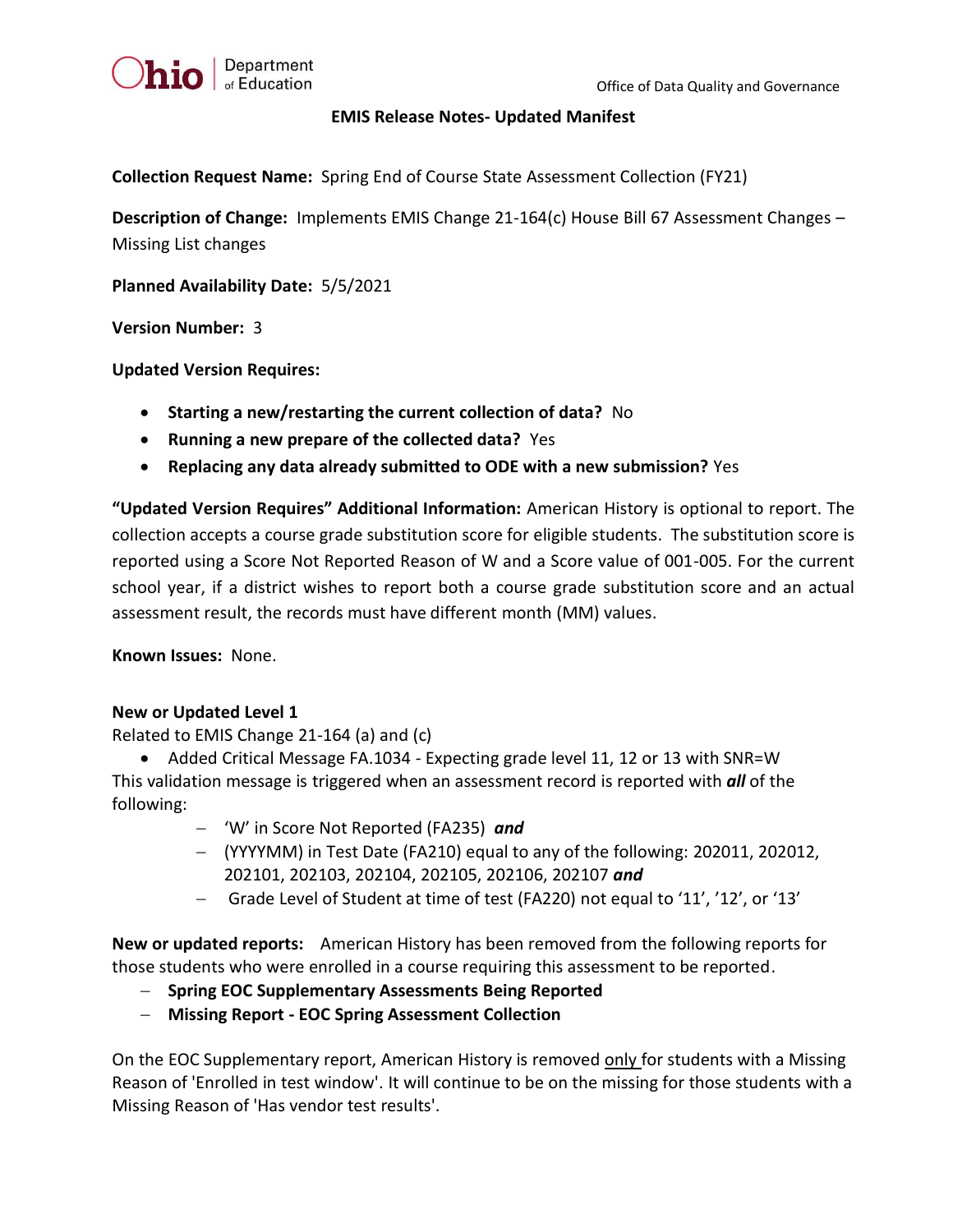Ohio | Department of Education

Office of Data Quality and Governance

**EMIS Release Notes- Updated Manifest**

**Collection Request Name:** Spring End of Course State Assessment Collection (FY21)

**Description of Change:** Implements EMIS Change 21-164(c) House Bill 67 Assessment Changes – Missing List changes

**Planned Availability Date:** 5/5/2021

**Version Number:** 3

**Updated Version Requires:**

- **Starting a new/restarting the current collection of data?** No
- **Running a new prepare of the collected data?** Yes
- **Replacing any data already submitted to ODE with a new submission?** Yes

**"Updated Version Requires" Additional Information:** American History is optional to report. The collection accepts a course grade substitution score for eligible students. The substitution score is reported using a Score Not Reported Reason of W and a Score value of 001-005. For the current school year, if a district wishes to report both a course grade substitution score and an actual assessment result, the records must have different month (MM) values.

**Known Issues:** None.

**New or Updated Level 1**

Related to EMIS Change 21-164 (a) and (c)

- Added Critical Message FA.1034 - Expecting grade level 11, 12 or 13 with SNR=W

This validation message is triggered when an assessment record is reported with ***all*** of the following:

- 'W' in Score Not Reported (FA235) ***and***
- (YYYYMM) in Test Date (FA210) equal to any of the following: 202011, 202012, 202101, 202103, 202104, 202105, 202106, 202107 ***and***
- Grade Level of Student at time of test (FA220) not equal to '11', '12', or '13'

**New or updated reports:** American History has been removed from the following reports for those students who were enrolled in a course requiring this assessment to be reported.

- **Spring EOC Supplementary Assessments Being Reported**
- **Missing Report - EOC Spring Assessment Collection**

On the EOC Supplementary report, American History is removed only for students with a Missing Reason of 'Enrolled in test window'. It will continue to be on the missing for those students with a Missing Reason of 'Has vendor test results'.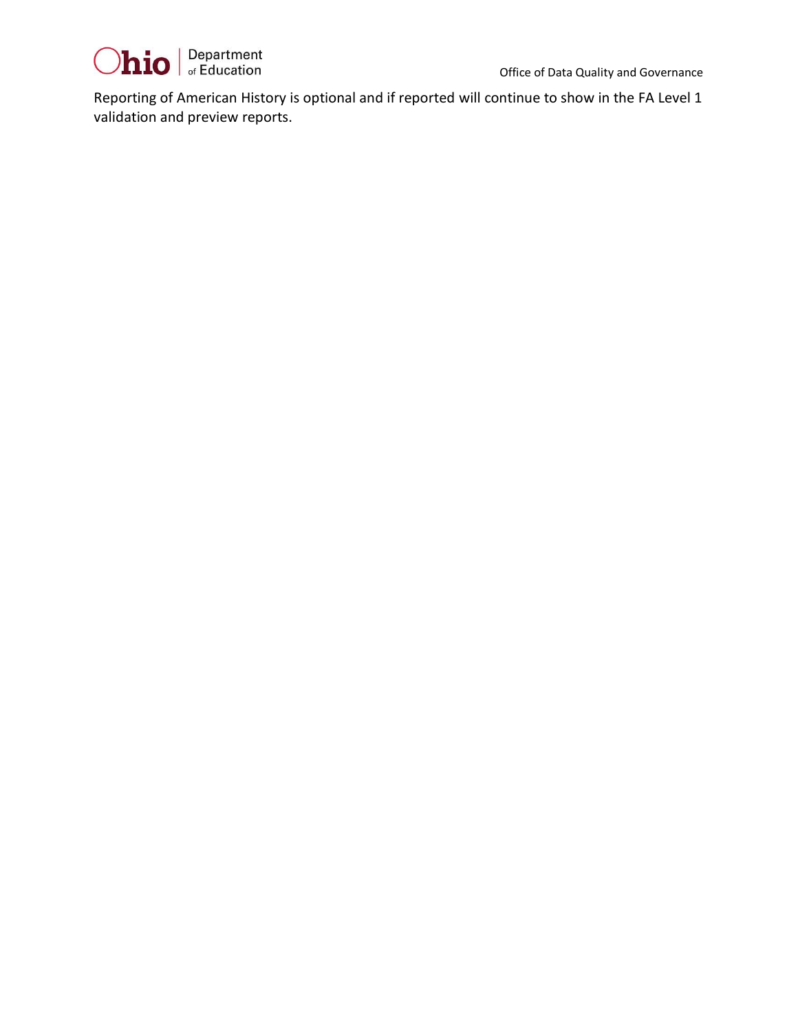Reporting of American History is optional and if reported will continue to show in the FA Level 1 validation and preview reports.